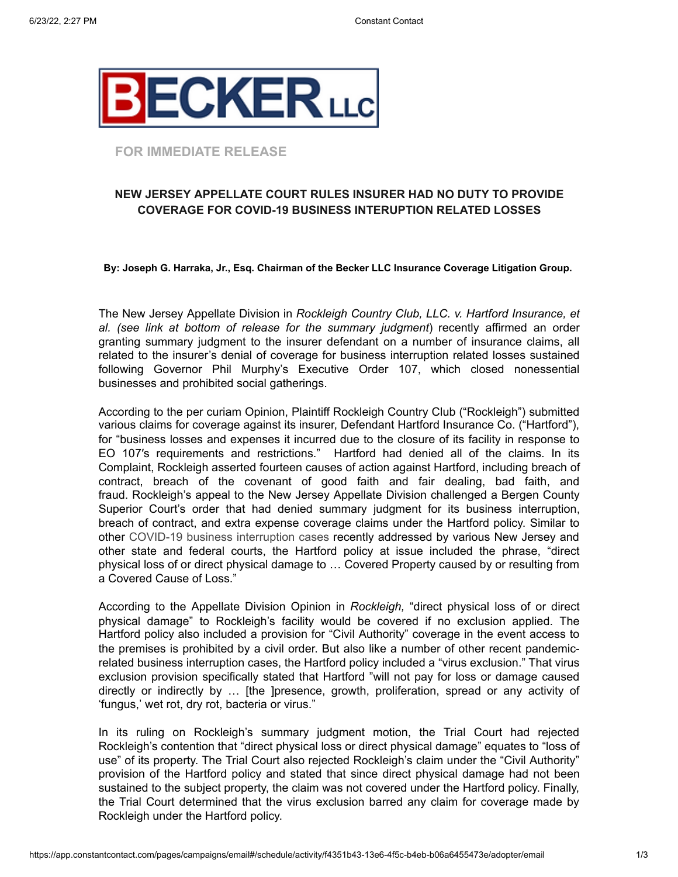**BECKER LLC**

FOR IMMEDIATE RELEASE

## NEW JERSEY APPELLATE COURT RULES INSURER HAD NO DUTY TO PROVIDE COVERAGE FOR COVID-19 BUSINESS INTERUPTION RELATED LOSSES

**By: Joseph G. Harraka, Jr., Esq. Chairman of the Becker LLC Insurance Coverage Litigation Group.**

The New Jersey Appellate Division in *Rockleigh Country Club, LLC. v. Hartford Insurance, et al. (see link at bottom of release for the summary judgment*) recently affirmed an order granting summary judgment to the insurer defendant on a number of insurance claims, all related to the insurer's denial of coverage for business interruption related losses sustained following Governor Phil Murphy's Executive Order 107, which closed nonessential businesses and prohibited social gatherings.

According to the per curiam Opinion, Plaintiff Rockleigh Country Club ("Rockleigh") submitted various claims for coverage against its insurer, Defendant Hartford Insurance Co. ("Hartford"), for "business losses and expenses it incurred due to the closure of its facility in response to EO 107′s requirements and restrictions." Hartford had denied all of the claims. In its Complaint, Rockleigh asserted fourteen causes of action against Hartford, including breach of contract, breach of the covenant of good faith and fair dealing, bad faith, and fraud. Rockleigh's appeal to the New Jersey Appellate Division challenged a Bergen County Superior Court's order that had denied summary judgment for its business interruption, breach of contract, and extra expense coverage claims under the Hartford policy. Similar to other COVID-19 business interruption cases recently addressed by various New Jersey and other state and federal courts, the Hartford policy at issue included the phrase, "direct physical loss of or direct physical damage to … Covered Property caused by or resulting from a Covered Cause of Loss."

According to the Appellate Division Opinion in *Rockleigh,* "direct physical loss of or direct physical damage" to Rockleigh's facility would be covered if no exclusion applied. The Hartford policy also included a provision for "Civil Authority" coverage in the event access to the premises is prohibited by a civil order. But also like a number of other recent pandemic-related business interruption cases, the Hartford policy included a "virus exclusion." That virus exclusion provision specifically stated that Hartford "will not pay for loss or damage caused directly or indirectly by … [the ]presence, growth, proliferation, spread or any activity of 'fungus,' wet rot, dry rot, bacteria or virus."

In its ruling on Rockleigh's summary judgment motion, the Trial Court had rejected Rockleigh's contention that "direct physical loss or direct physical damage" equates to "loss of use" of its property. The Trial Court also rejected Rockleigh's claim under the "Civil Authority" provision of the Hartford policy and stated that since direct physical damage had not been sustained to the subject property, the claim was not covered under the Hartford policy. Finally, the Trial Court determined that the virus exclusion barred any claim for coverage made by Rockleigh under the Hartford policy.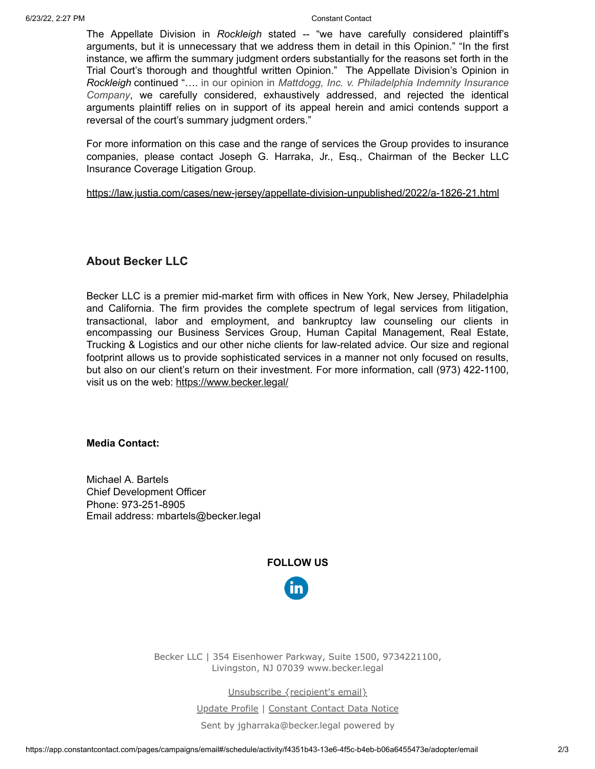The Appellate Division in *Rockleigh* stated -- “we have carefully considered plaintiff’s arguments, but it is unnecessary that we address them in detail in this Opinion.” “In the first instance, we affirm the summary judgment orders substantially for the reasons set forth in the Trial Court’s thorough and thoughtful written Opinion.” The Appellate Division’s Opinion in *Rockleigh* continued “…. in our opinion in *Mattdogg, Inc. v. Philadelphia Indemnity Insurance Company*, we carefully considered, exhaustively addressed, and rejected the identical arguments plaintiff relies on in support of its appeal herein and amici contends support a reversal of the court’s summary judgment orders.”

For more information on this case and the range of services the Group provides to insurance companies, please contact Joseph G. Harraka, Jr., Esq., Chairman of the Becker LLC Insurance Coverage Litigation Group.

https://law.justia.com/cases/new-jersey/appellate-division-unpublished/2022/a-1826-21.html

## About Becker LLC

Becker LLC is a premier mid-market firm with offices in New York, New Jersey, Philadelphia and California. The firm provides the complete spectrum of legal services from litigation, transactional, labor and employment, and bankruptcy law counseling our clients in encompassing our Business Services Group, Human Capital Management, Real Estate, Trucking & Logistics and our other niche clients for law-related advice. Our size and regional footprint allows us to provide sophisticated services in a manner not only focused on results, but also on our client’s return on their investment. For more information, call (973) 422-1100, visit us on the web: https://www.becker.legal/

**Media Contact:**

Michael A. Bartels
Chief Development Officer
Phone: 973-251-8905
Email address: mbartels@becker.legal

**FOLLOW US**

Becker LLC | 354 Eisenhower Parkway, Suite 1500, 9734221100, Livingston, NJ 07039 www.becker.legal

Unsubscribe {recipient's email}

Update Profile | Constant Contact Data Notice

Sent by jgharraka@becker.legal powered by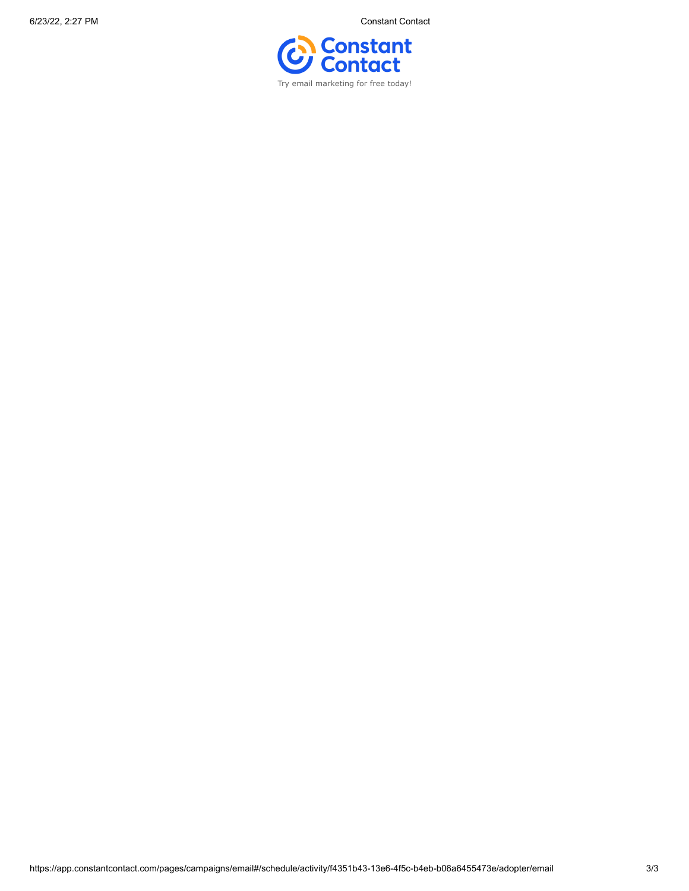Constant Contact

Try email marketing for free today!